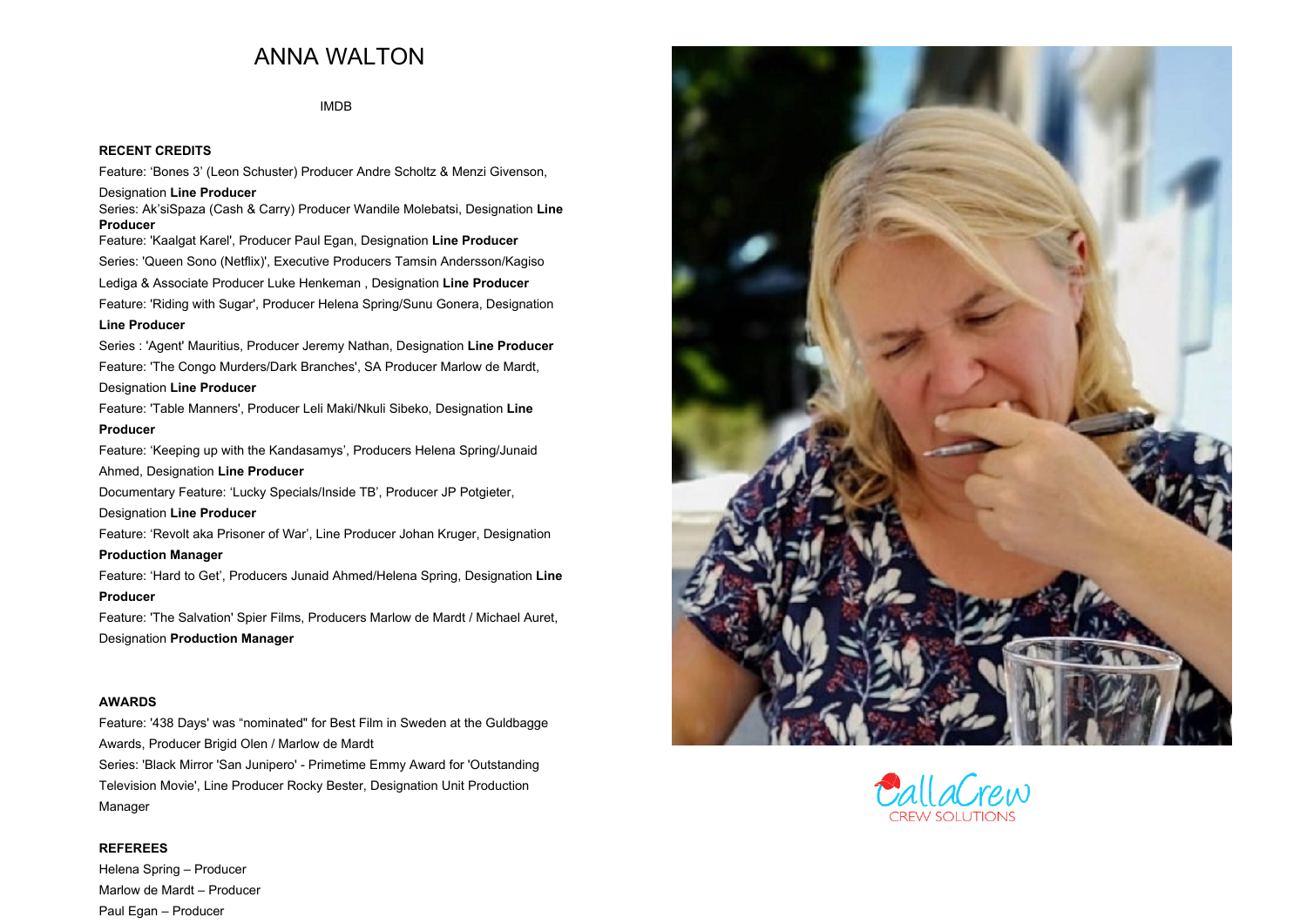# ANNA WALTON

IMDB

## RECENT CREDITS

Feature: 'Bones 3' (Leon Schuster) Producer Andre Scholtz & Menzi Givenson, Designation **Line Producer**

Series: Ak'siSpaza (Cash & Carry) Producer Wandile Molebatsi, Designation **Line Producer**

Feature: 'Kaalgat Karel', Producer Paul Egan, Designation **Line Producer**

Series: 'Queen Sono (Netflix)', Executive Producers Tamsin Andersson/Kagiso Lediga & Associate Producer Luke Henkeman , Designation **Line Producer**

Feature: 'Riding with Sugar', Producer Helena Spring/Sunu Gonera, Designation **Line Producer**

Series : 'Agent' Mauritius, Producer Jeremy Nathan, Designation **Line Producer**

Feature: 'The Congo Murders/Dark Branches', SA Producer Marlow de Mardt, Designation **Line Producer**

Feature: 'Table Manners', Producer Leli Maki/Nkuli Sibeko, Designation **Line Producer**

Feature: 'Keeping up with the Kandasamys', Producers Helena Spring/Junaid Ahmed, Designation **Line Producer**

Documentary Feature: 'Lucky Specials/Inside TB', Producer JP Potgieter, Designation **Line Producer**

Feature: 'Revolt aka Prisoner of War', Line Producer Johan Kruger, Designation **Production Manager**

Feature: 'Hard to Get', Producers Junaid Ahmed/Helena Spring, Designation **Line Producer**

Feature: 'The Salvation' Spier Films, Producers Marlow de Mardt / Michael Auret, Designation **Production Manager**

## AWARDS

Feature: '438 Days' was "nominated" for Best Film in Sweden at the Guldbagge Awards, Producer Brigid Olen / Marlow de Mardt

Series: 'Black Mirror 'San Junipero' - Primetime Emmy Award for 'Outstanding Television Movie', Line Producer Rocky Bester, Designation Unit Production Manager

## REFEREES

Helena Spring – Producer
Marlow de Mardt – Producer
Paul Egan – Producer

CallaCrew
CREW SOLUTIONS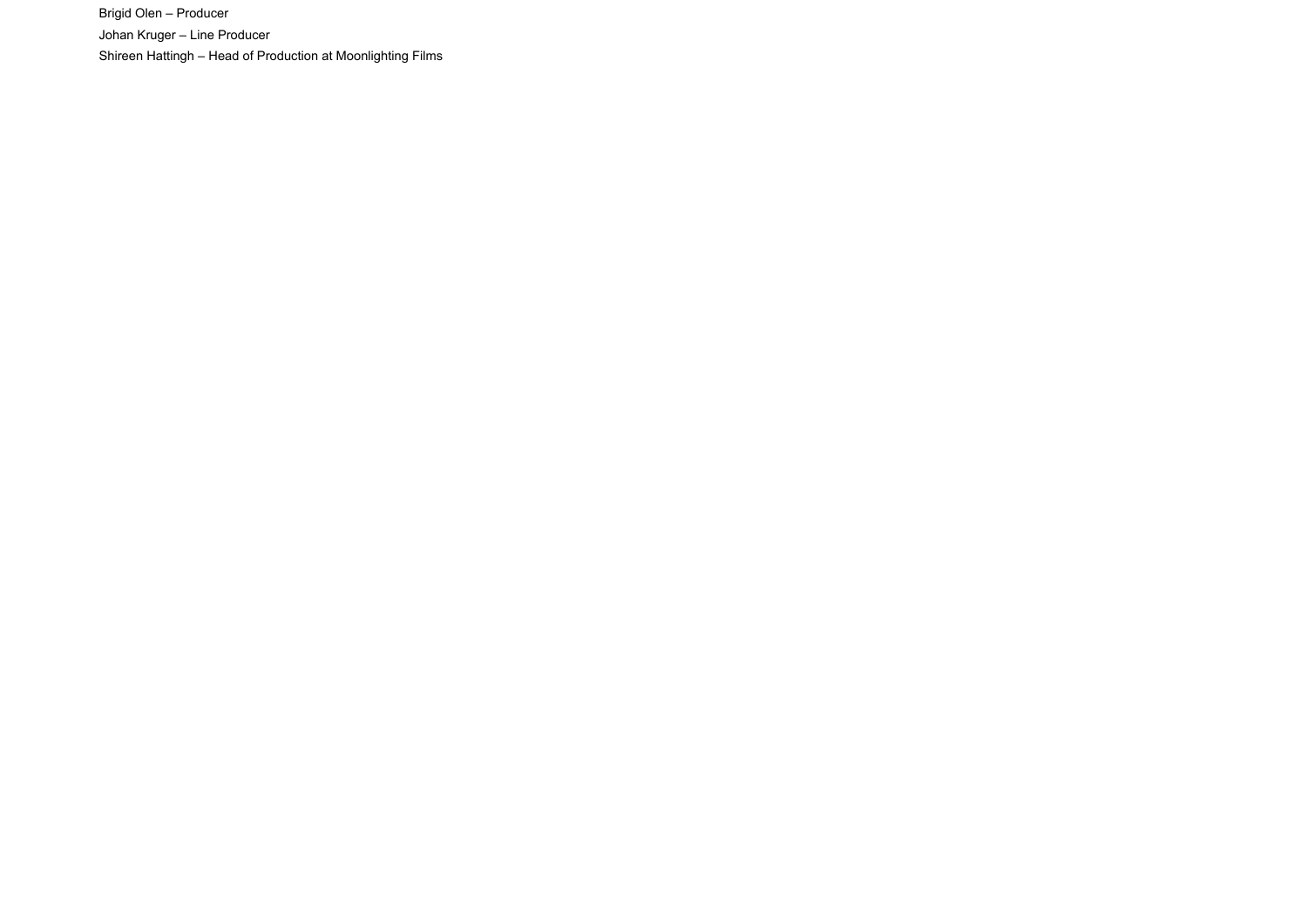Brigid Olen – Producer

Johan Kruger – Line Producer

Shireen Hattingh – Head of Production at Moonlighting Films